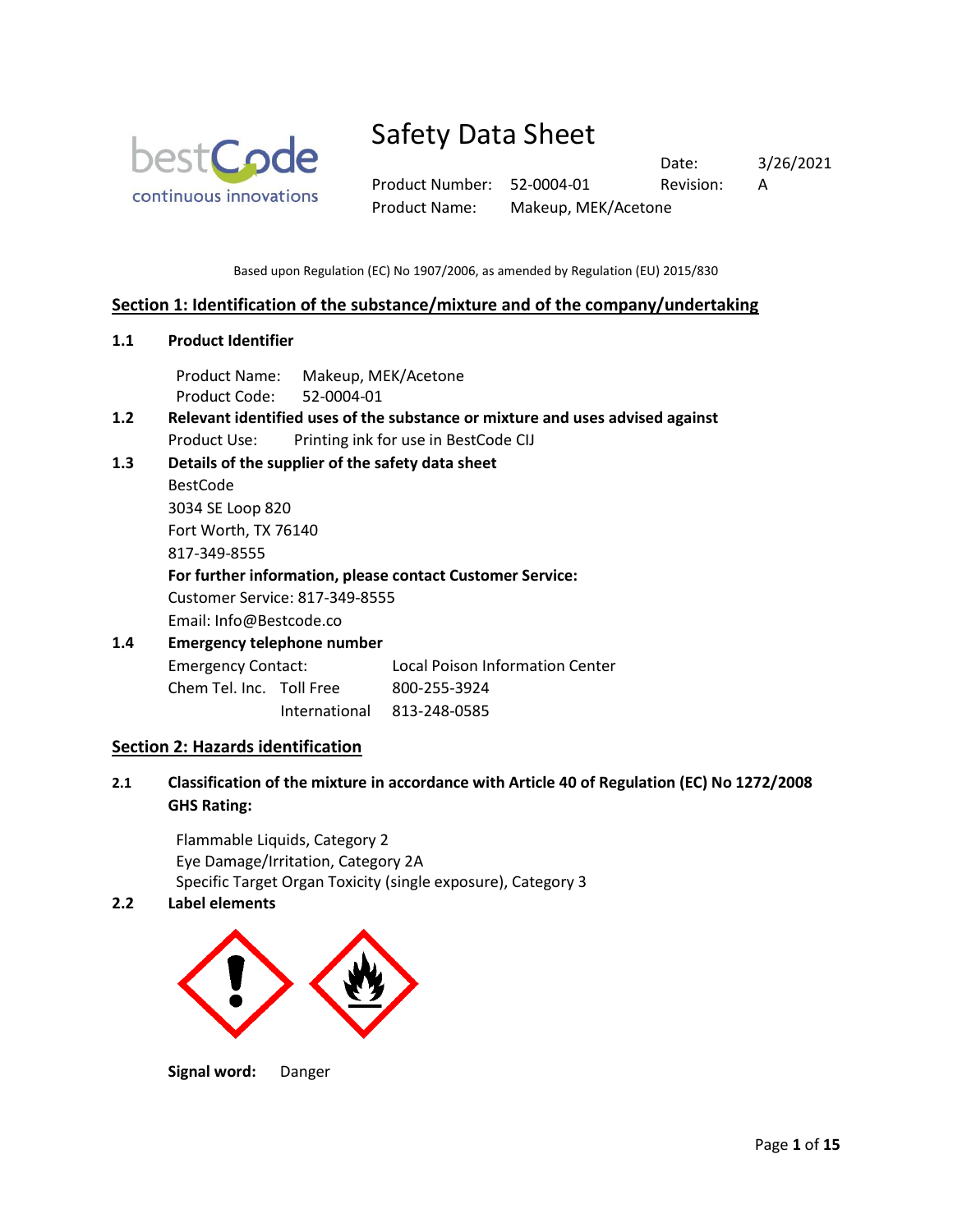# Safety Data Sheet

| | | | |
|---|---|---|---|
| | | Date: | 3/26/2021 |
| Product Number: | 52-0004-01 | Revision: | A |
| Product Name: | Makeup, MEK/Acetone | | |

Based upon Regulation (EC) No 1907/2006, as amended by Regulation (EU) 2015/830

## Section 1: Identification of the substance/mixture and of the company/undertaking

### 1.1 Product Identifier

Product Name: Makeup, MEK/Acetone
Product Code: 52-0004-01

### 1.2 Relevant identified uses of the substance or mixture and uses advised against

Product Use: Printing ink for use in BestCode CIJ

### 1.3 Details of the supplier of the safety data sheet

BestCode
3034 SE Loop 820
Fort Worth, TX 76140
817-349-8555

**For further information, please contact Customer Service:**
Customer Service: 817-349-8555
Email: Info@Bestcode.co

### 1.4 Emergency telephone number

| | | |
|---|---|---|
| Emergency Contact: | | Local Poison Information Center |
| Chem Tel. Inc. | Toll Free | 800-255-3924 |
| | International | 813-248-0585 |

## Section 2: Hazards identification

### 2.1 Classification of the mixture in accordance with Article 40 of Regulation (EC) No 1272/2008 GHS Rating:

Flammable Liquids, Category 2
Eye Damage/Irritation, Category 2A
Specific Target Organ Toxicity (single exposure), Category 3

### 2.2 Label elements

**Signal word:** Danger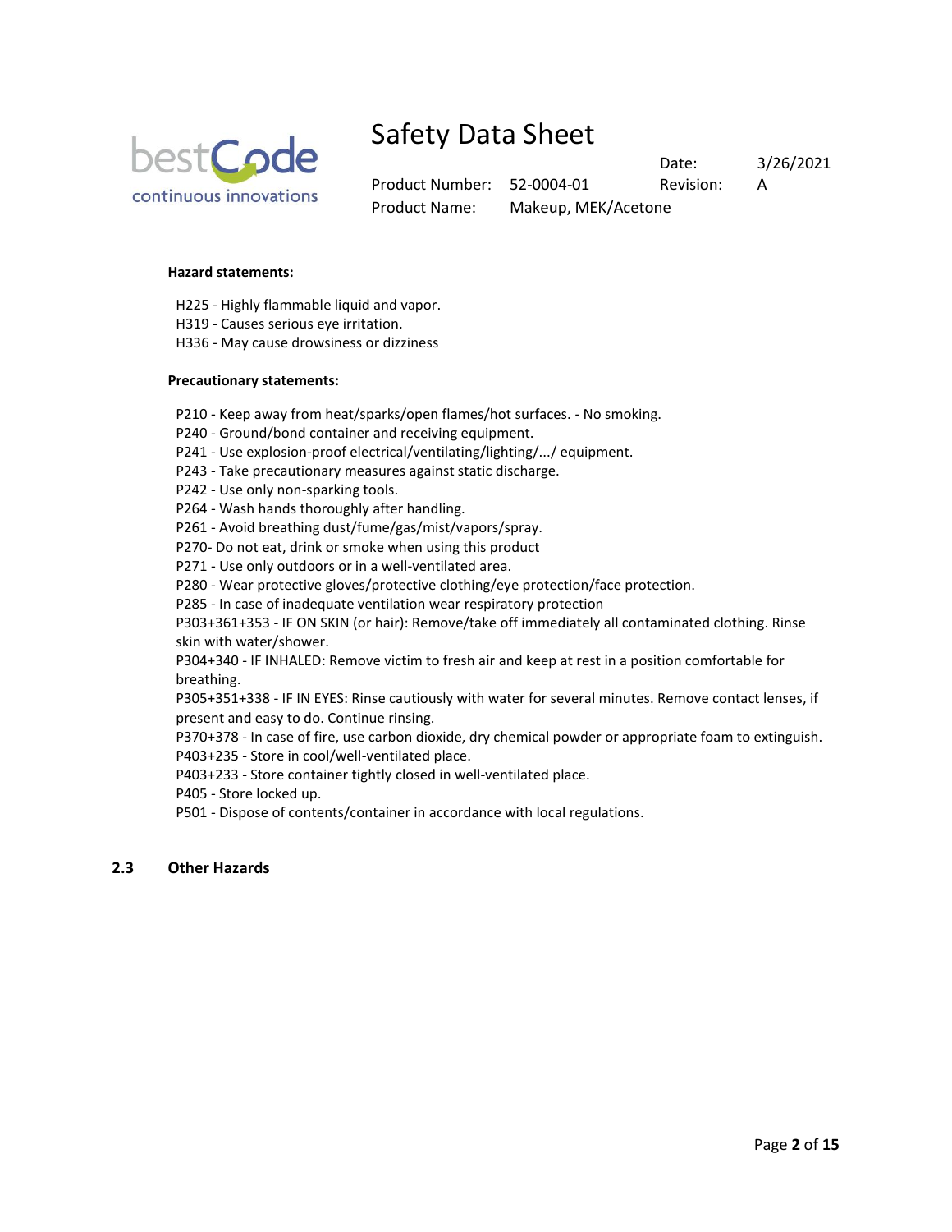**Hazard statements:**

H225 - Highly flammable liquid and vapor.
H319 - Causes serious eye irritation.
H336 - May cause drowsiness or dizziness

**Precautionary statements:**

P210 - Keep away from heat/sparks/open flames/hot surfaces. - No smoking.
P240 - Ground/bond container and receiving equipment.
P241 - Use explosion-proof electrical/ventilating/lighting/.../ equipment.
P243 - Take precautionary measures against static discharge.
P242 - Use only non-sparking tools.
P264 - Wash hands thoroughly after handling.
P261 - Avoid breathing dust/fume/gas/mist/vapors/spray.
P270- Do not eat, drink or smoke when using this product
P271 - Use only outdoors or in a well-ventilated area.
P280 - Wear protective gloves/protective clothing/eye protection/face protection.
P285 - In case of inadequate ventilation wear respiratory protection
P303+361+353 - IF ON SKIN (or hair): Remove/take off immediately all contaminated clothing. Rinse skin with water/shower.
P304+340 - IF INHALED: Remove victim to fresh air and keep at rest in a position comfortable for breathing.
P305+351+338 - IF IN EYES: Rinse cautiously with water for several minutes. Remove contact lenses, if present and easy to do. Continue rinsing.
P370+378 - In case of fire, use carbon dioxide, dry chemical powder or appropriate foam to extinguish.
P403+235 - Store in cool/well-ventilated place.
P403+233 - Store container tightly closed in well-ventilated place.
P405 - Store locked up.
P501 - Dispose of contents/container in accordance with local regulations.

## 2.3 Other Hazards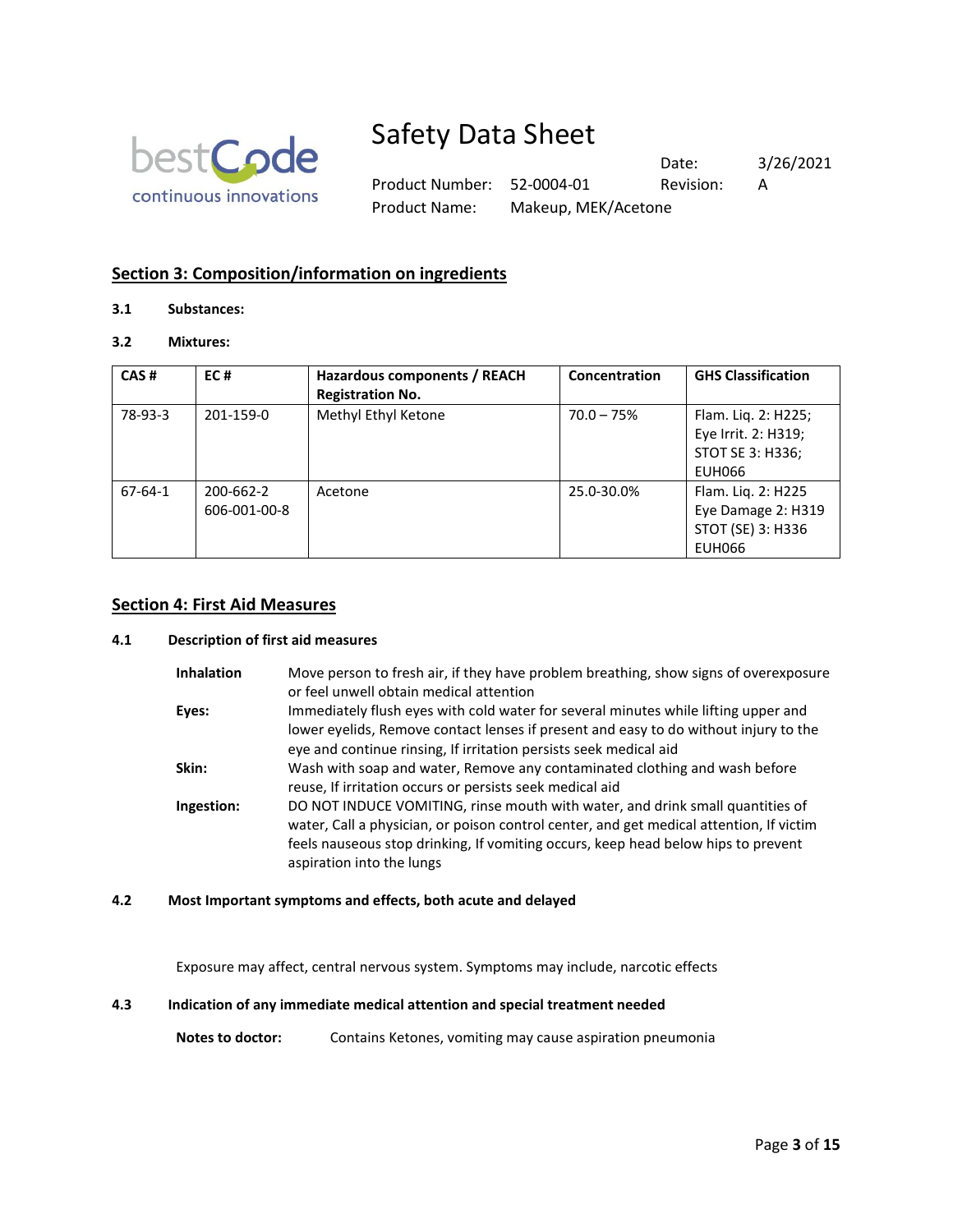## Section 3: Composition/information on ingredients

**3.1 Substances:**

**3.2 Mixtures:**

| CAS # | EC # | Hazardous components / REACH Registration No. | Concentration | GHS Classification |
|---|---|---|---|---|
| 78-93-3 | 201-159-0 | Methyl Ethyl Ketone | 70.0 – 75% | Flam. Liq. 2: H225; Eye Irrit. 2: H319; STOT SE 3: H336; EUH066 |
| 67-64-1 | 200-662-2 606-001-00-8 | Acetone | 25.0-30.0% | Flam. Liq. 2: H225 Eye Damage 2: H319 STOT (SE) 3: H336 EUH066 |

## Section 4: First Aid Measures

**4.1 Description of first aid measures**

**Inhalation** Move person to fresh air, if they have problem breathing, show signs of overexposure or feel unwell obtain medical attention

**Eyes:** Immediately flush eyes with cold water for several minutes while lifting upper and lower eyelids, Remove contact lenses if present and easy to do without injury to the eye and continue rinsing, If irritation persists seek medical aid

**Skin:** Wash with soap and water, Remove any contaminated clothing and wash before reuse, If irritation occurs or persists seek medical aid

**Ingestion:** DO NOT INDUCE VOMITING, rinse mouth with water, and drink small quantities of water, Call a physician, or poison control center, and get medical attention, If victim feels nauseous stop drinking, If vomiting occurs, keep head below hips to prevent aspiration into the lungs

**4.2 Most Important symptoms and effects, both acute and delayed**

Exposure may affect, central nervous system. Symptoms may include, narcotic effects

**4.3 Indication of any immediate medical attention and special treatment needed**

**Notes to doctor:** Contains Ketones, vomiting may cause aspiration pneumonia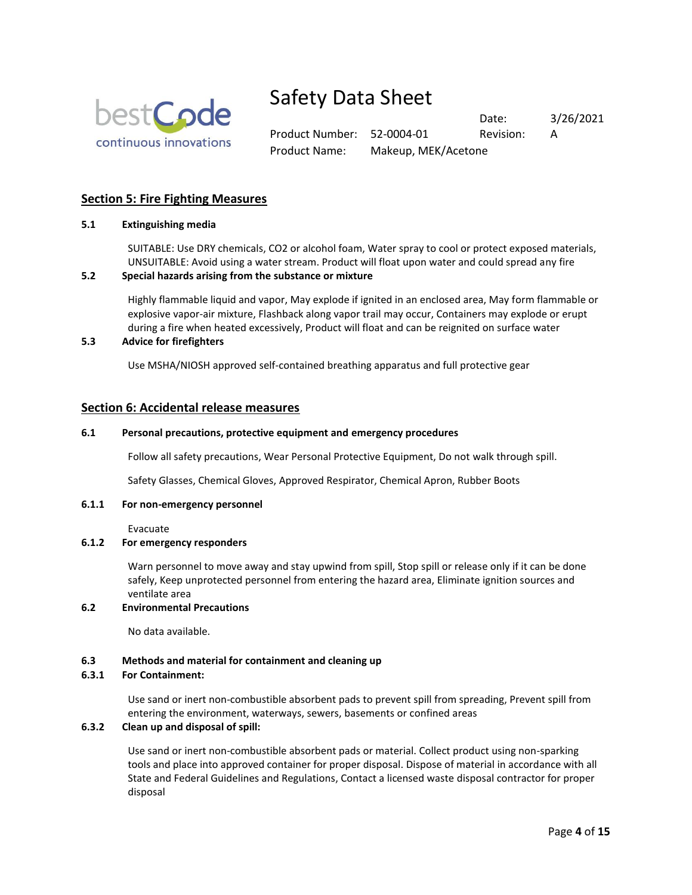## Section 5: Fire Fighting Measures

### 5.1 Extinguishing media

SUITABLE: Use DRY chemicals, $CO_2$ or alcohol foam, Water spray to cool or protect exposed materials, UNSUITABLE: Avoid using a water stream. Product will float upon water and could spread any fire

### 5.2 Special hazards arising from the substance or mixture

Highly flammable liquid and vapor, May explode if ignited in an enclosed area, May form flammable or explosive vapor-air mixture, Flashback along vapor trail may occur, Containers may explode or erupt during a fire when heated excessively, Product will float and can be reignited on surface water

### 5.3 Advice for firefighters

Use MSHA/NIOSH approved self-contained breathing apparatus and full protective gear

## Section 6: Accidental release measures

### 6.1 Personal precautions, protective equipment and emergency procedures

Follow all safety precautions, Wear Personal Protective Equipment, Do not walk through spill.

Safety Glasses, Chemical Gloves, Approved Respirator, Chemical Apron, Rubber Boots

#### 6.1.1 For non-emergency personnel

Evacuate

#### 6.1.2 For emergency responders

Warn personnel to move away and stay upwind from spill, Stop spill or release only if it can be done safely, Keep unprotected personnel from entering the hazard area, Eliminate ignition sources and ventilate area

### 6.2 Environmental Precautions

No data available.

### 6.3 Methods and material for containment and cleaning up

#### 6.3.1 For Containment:

Use sand or inert non-combustible absorbent pads to prevent spill from spreading, Prevent spill from entering the environment, waterways, sewers, basements or confined areas

#### 6.3.2 Clean up and disposal of spill:

Use sand or inert non-combustible absorbent pads or material. Collect product using non-sparking tools and place into approved container for proper disposal. Dispose of material in accordance with all State and Federal Guidelines and Regulations, Contact a licensed waste disposal contractor for proper disposal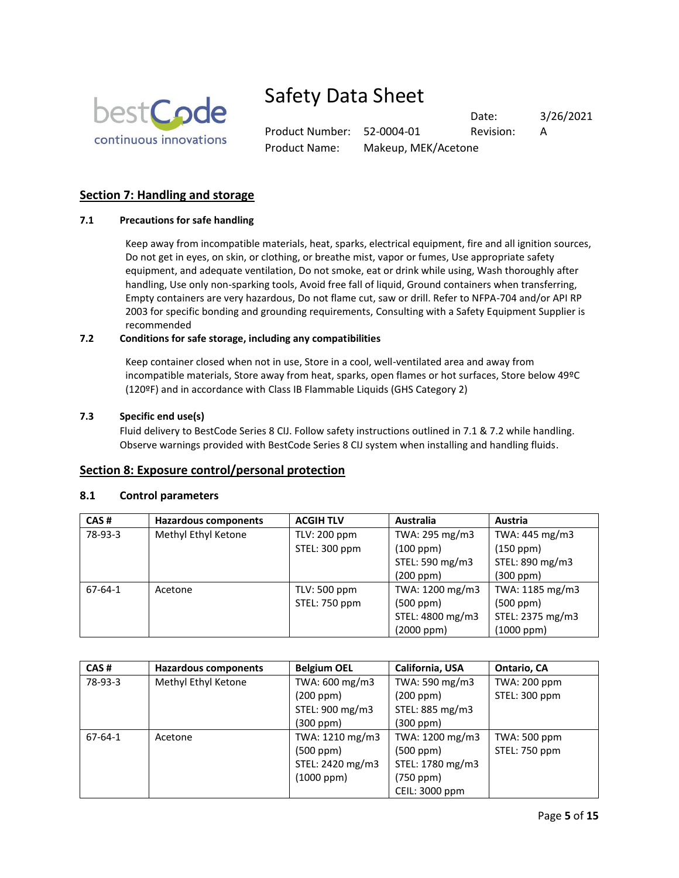## Section 7: Handling and storage

### 7.1 Precautions for safe handling

Keep away from incompatible materials, heat, sparks, electrical equipment, fire and all ignition sources, Do not get in eyes, on skin, or clothing, or breathe mist, vapor or fumes, Use appropriate safety equipment, and adequate ventilation, Do not smoke, eat or drink while using, Wash thoroughly after handling, Use only non-sparking tools, Avoid free fall of liquid, Ground containers when transferring, Empty containers are very hazardous, Do not flame cut, saw or drill. Refer to NFPA-704 and/or API RP 2003 for specific bonding and grounding requirements, Consulting with a Safety Equipment Supplier is recommended

### 7.2 Conditions for safe storage, including any compatibilities

Keep container closed when not in use, Store in a cool, well-ventilated area and away from incompatible materials, Store away from heat, sparks, open flames or hot surfaces, Store below 49ºC (120ºF) and in accordance with Class IB Flammable Liquids (GHS Category 2)

### 7.3 Specific end use(s)

Fluid delivery to BestCode Series 8 CIJ. Follow safety instructions outlined in 7.1 & 7.2 while handling. Observe warnings provided with BestCode Series 8 CIJ system when installing and handling fluids.

## Section 8: Exposure control/personal protection

### 8.1 Control parameters

| CAS # | Hazardous components | ACGIH TLV | Australia | Austria |
|---|---|---|---|---|
| 78-93-3 | Methyl Ethyl Ketone | TLV: 200 ppm<br>STEL: 300 ppm | TWA: 295 mg/m3 (100 ppm)<br>STEL: 590 mg/m3 (200 ppm) | TWA: 445 mg/m3 (150 ppm)<br>STEL: 890 mg/m3 (300 ppm) |
| 67-64-1 | Acetone | TLV: 500 ppm<br>STEL: 750 ppm | TWA: 1200 mg/m3 (500 ppm)<br>STEL: 4800 mg/m3 (2000 ppm) | TWA: 1185 mg/m3 (500 ppm)<br>STEL: 2375 mg/m3 (1000 ppm) |

| CAS # | Hazardous components | Belgium OEL | California, USA | Ontario, CA |
|---|---|---|---|---|
| 78-93-3 | Methyl Ethyl Ketone | TWA: 600 mg/m3 (200 ppm)<br>STEL: 900 mg/m3 (300 ppm) | TWA: 590 mg/m3 (200 ppm)<br>STEL: 885 mg/m3 (300 ppm) | TWA: 200 ppm<br>STEL: 300 ppm |
| 67-64-1 | Acetone | TWA: 1210 mg/m3 (500 ppm)<br>STEL: 2420 mg/m3 (1000 ppm) | TWA: 1200 mg/m3 (500 ppm)<br>STEL: 1780 mg/m3 (750 ppm)<br>CEIL: 3000 ppm | TWA: 500 ppm<br>STEL: 750 ppm |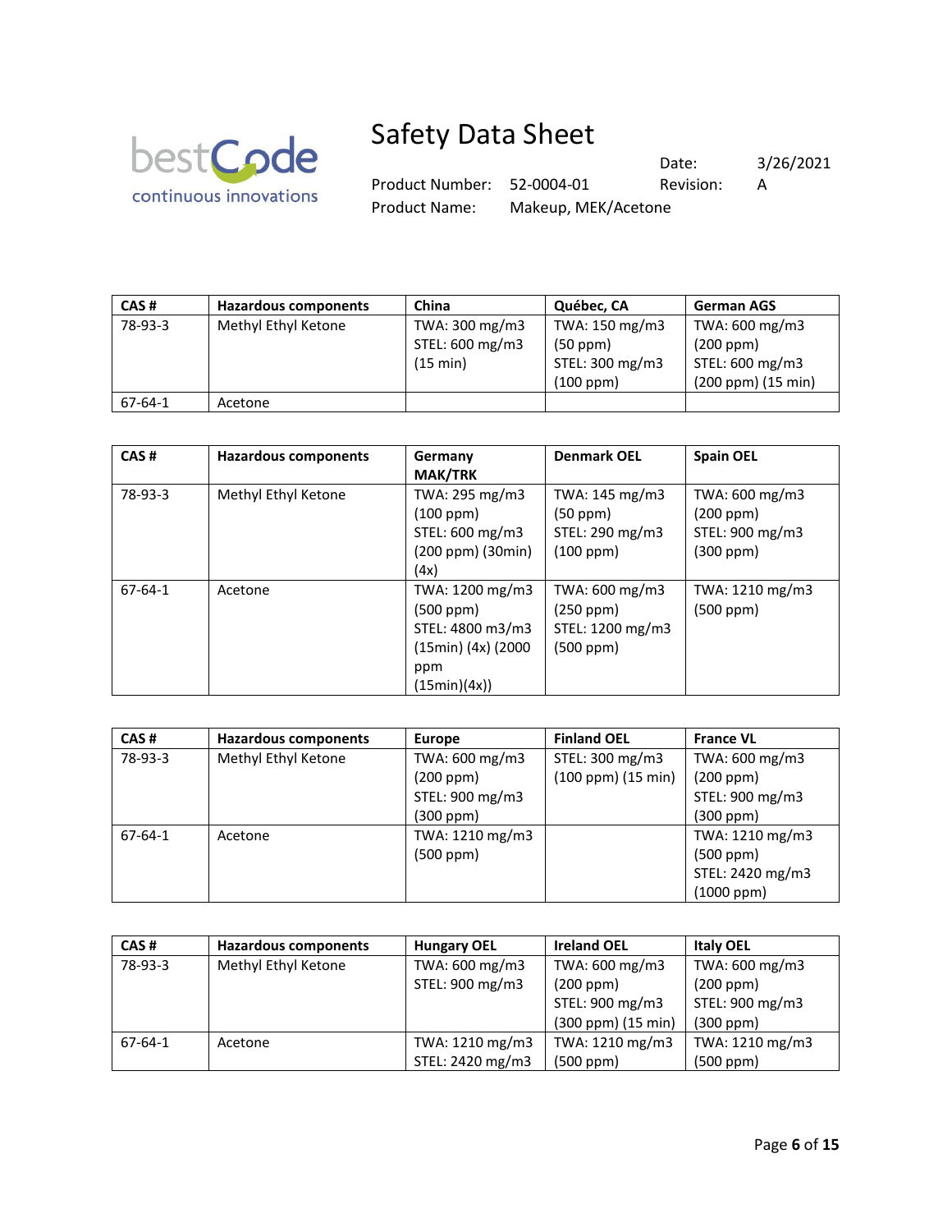| CAS # | Hazardous components | China | Québec, CA | German AGS |
|---|---|---|---|---|
| 78-93-3 | Methyl Ethyl Ketone | TWA: 300 mg/m3<br>STEL: 600 mg/m3<br>(15 min) | TWA: 150 mg/m3<br>(50 ppm)<br>STEL: 300 mg/m3<br>(100 ppm) | TWA: 600 mg/m3<br>(200 ppm)<br>STEL: 600 mg/m3<br>(200 ppm) (15 min) |
| 67-64-1 | Acetone | | | |

| CAS # | Hazardous components | Germany MAK/TRK | Denmark OEL | Spain OEL |
|---|---|---|---|---|
| 78-93-3 | Methyl Ethyl Ketone | TWA: 295 mg/m3<br>(100 ppm)<br>STEL: 600 mg/m3<br>(200 ppm) (30min)<br>(4x) | TWA: 145 mg/m3<br>(50 ppm)<br>STEL: 290 mg/m3<br>(100 ppm) | TWA: 600 mg/m3<br>(200 ppm)<br>STEL: 900 mg/m3<br>(300 ppm) |
| 67-64-1 | Acetone | TWA: 1200 mg/m3<br>(500 ppm)<br>STEL: 4800 m3/m3<br>(15min) (4x) (2000<br>ppm<br>(15min)(4x)) | TWA: 600 mg/m3<br>(250 ppm)<br>STEL: 1200 mg/m3<br>(500 ppm) | TWA: 1210 mg/m3<br>(500 ppm) |

| CAS # | Hazardous components | Europe | Finland OEL | France VL |
|---|---|---|---|---|
| 78-93-3 | Methyl Ethyl Ketone | TWA: 600 mg/m3<br>(200 ppm)<br>STEL: 900 mg/m3<br>(300 ppm) | STEL: 300 mg/m3<br>(100 ppm) (15 min) | TWA: 600 mg/m3<br>(200 ppm)<br>STEL: 900 mg/m3<br>(300 ppm) |
| 67-64-1 | Acetone | TWA: 1210 mg/m3<br>(500 ppm) | | TWA: 1210 mg/m3<br>(500 ppm)<br>STEL: 2420 mg/m3<br>(1000 ppm) |

| CAS # | Hazardous components | Hungary OEL | Ireland OEL | Italy OEL |
|---|---|---|---|---|
| 78-93-3 | Methyl Ethyl Ketone | TWA: 600 mg/m3<br>STEL: 900 mg/m3 | TWA: 600 mg/m3<br>(200 ppm)<br>STEL: 900 mg/m3<br>(300 ppm) (15 min) | TWA: 600 mg/m3<br>(200 ppm)<br>STEL: 900 mg/m3<br>(300 ppm) |
| 67-64-1 | Acetone | TWA: 1210 mg/m3<br>STEL: 2420 mg/m3 | TWA: 1210 mg/m3<br>(500 ppm) | TWA: 1210 mg/m3<br>(500 ppm) |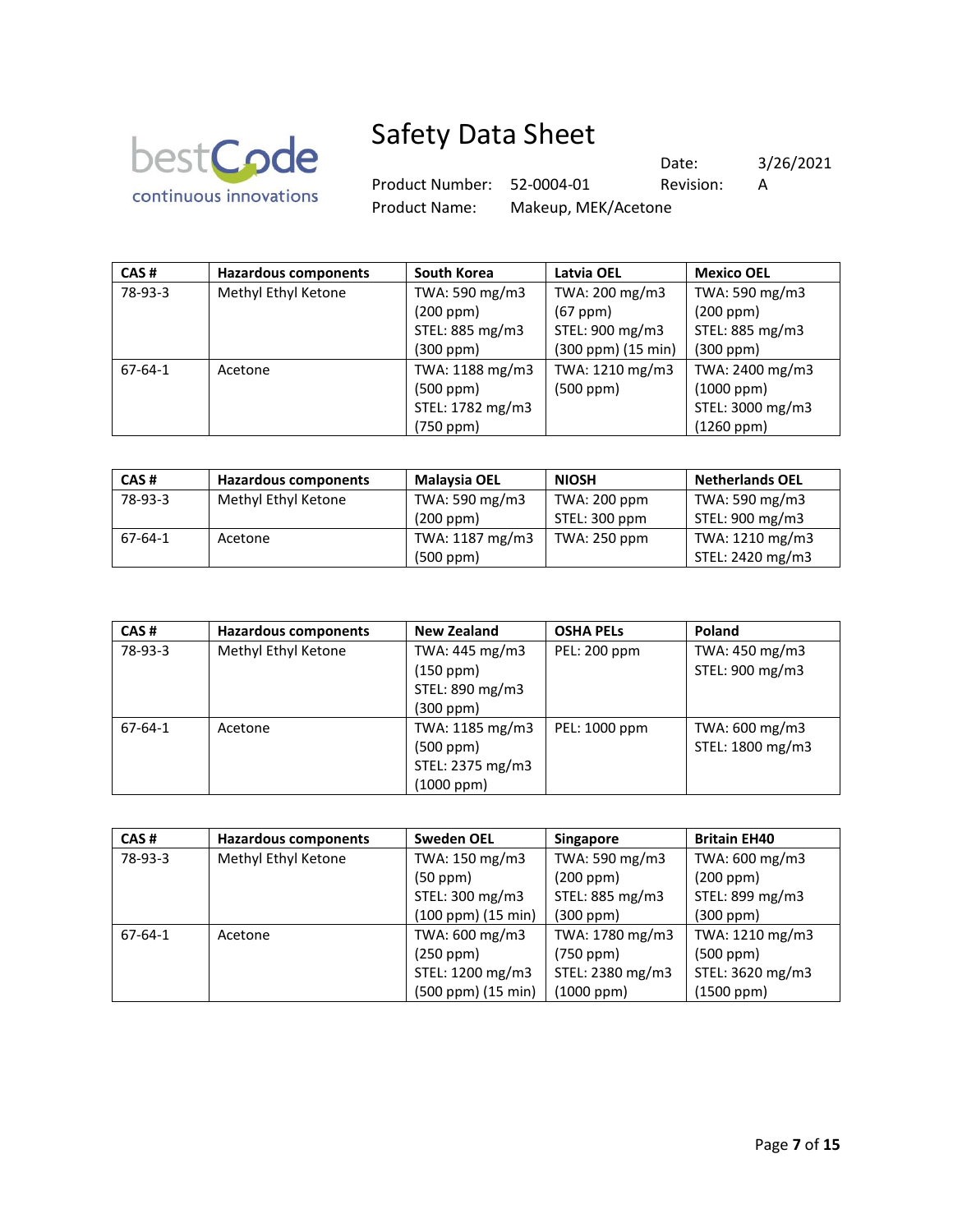| CAS # | Hazardous components | South Korea | Latvia OEL | Mexico OEL |
|---|---|---|---|---|
| 78-93-3 | Methyl Ethyl Ketone | TWA: 590 mg/m3 (200 ppm) STEL: 885 mg/m3 (300 ppm) | TWA: 200 mg/m3 (67 ppm) STEL: 900 mg/m3 (300 ppm) (15 min) | TWA: 590 mg/m3 (200 ppm) STEL: 885 mg/m3 (300 ppm) |
| 67-64-1 | Acetone | TWA: 1188 mg/m3 (500 ppm) STEL: 1782 mg/m3 (750 ppm) | TWA: 1210 mg/m3 (500 ppm) | TWA: 2400 mg/m3 (1000 ppm) STEL: 3000 mg/m3 (1260 ppm) |

| CAS # | Hazardous components | Malaysia OEL | NIOSH | Netherlands OEL |
|---|---|---|---|---|
| 78-93-3 | Methyl Ethyl Ketone | TWA: 590 mg/m3 (200 ppm) | TWA: 200 ppm STEL: 300 ppm | TWA: 590 mg/m3 STEL: 900 mg/m3 |
| 67-64-1 | Acetone | TWA: 1187 mg/m3 (500 ppm) | TWA: 250 ppm | TWA: 1210 mg/m3 STEL: 2420 mg/m3 |

| CAS # | Hazardous components | New Zealand | OSHA PELs | Poland |
|---|---|---|---|---|
| 78-93-3 | Methyl Ethyl Ketone | TWA: 445 mg/m3 (150 ppm) STEL: 890 mg/m3 (300 ppm) | PEL: 200 ppm | TWA: 450 mg/m3 STEL: 900 mg/m3 |
| 67-64-1 | Acetone | TWA: 1185 mg/m3 (500 ppm) STEL: 2375 mg/m3 (1000 ppm) | PEL: 1000 ppm | TWA: 600 mg/m3 STEL: 1800 mg/m3 |

| CAS # | Hazardous components | Sweden OEL | Singapore | Britain EH40 |
|---|---|---|---|---|
| 78-93-3 | Methyl Ethyl Ketone | TWA: 150 mg/m3 (50 ppm) STEL: 300 mg/m3 (100 ppm) (15 min) | TWA: 590 mg/m3 (200 ppm) STEL: 885 mg/m3 (300 ppm) | TWA: 600 mg/m3 (200 ppm) STEL: 899 mg/m3 (300 ppm) |
| 67-64-1 | Acetone | TWA: 600 mg/m3 (250 ppm) STEL: 1200 mg/m3 (500 ppm) (15 min) | TWA: 1780 mg/m3 (750 ppm) STEL: 2380 mg/m3 (1000 ppm) | TWA: 1210 mg/m3 (500 ppm) STEL: 3620 mg/m3 (1500 ppm) |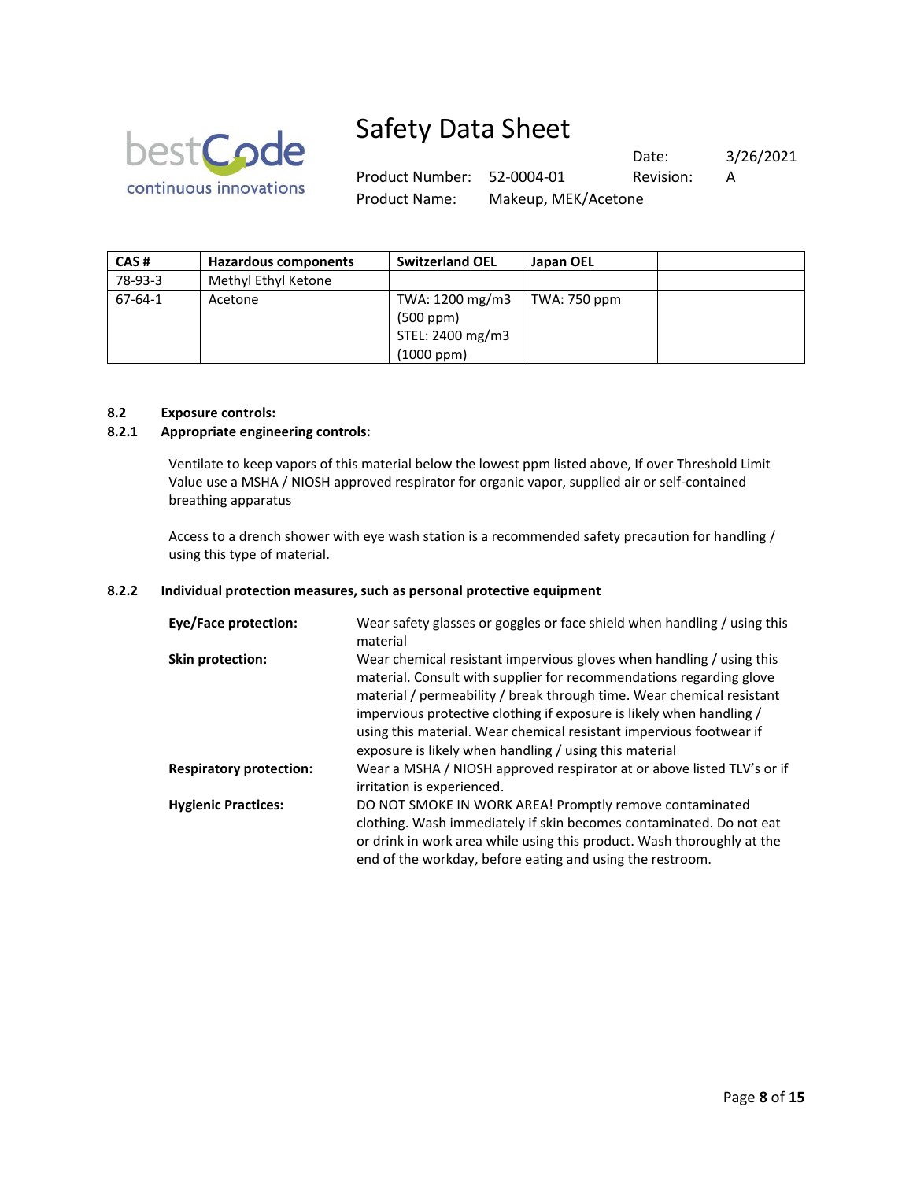| CAS # | Hazardous components | Switzerland OEL | Japan OEL | |
|---|---|---|---|---|
| 78-93-3 | Methyl Ethyl Ketone | | | |
| 67-64-1 | Acetone | TWA: 1200 mg/m3 (500 ppm) STEL: 2400 mg/m3 (1000 ppm) | TWA: 750 ppm | |

**8.2 Exposure controls:**

**8.2.1 Appropriate engineering controls:**

Ventilate to keep vapors of this material below the lowest ppm listed above, If over Threshold Limit Value use a MSHA / NIOSH approved respirator for organic vapor, supplied air or self-contained breathing apparatus

Access to a drench shower with eye wash station is a recommended safety precaution for handling / using this type of material.

**8.2.2 Individual protection measures, such as personal protective equipment**

**Eye/Face protection:** Wear safety glasses or goggles or face shield when handling / using this material

**Skin protection:** Wear chemical resistant impervious gloves when handling / using this material. Consult with supplier for recommendations regarding glove material / permeability / break through time. Wear chemical resistant impervious protective clothing if exposure is likely when handling / using this material. Wear chemical resistant impervious footwear if exposure is likely when handling / using this material

**Respiratory protection:** Wear a MSHA / NIOSH approved respirator at or above listed TLV's or if irritation is experienced.

**Hygienic Practices:** DO NOT SMOKE IN WORK AREA! Promptly remove contaminated clothing. Wash immediately if skin becomes contaminated. Do not eat or drink in work area while using this product. Wash thoroughly at the end of the workday, before eating and using the restroom.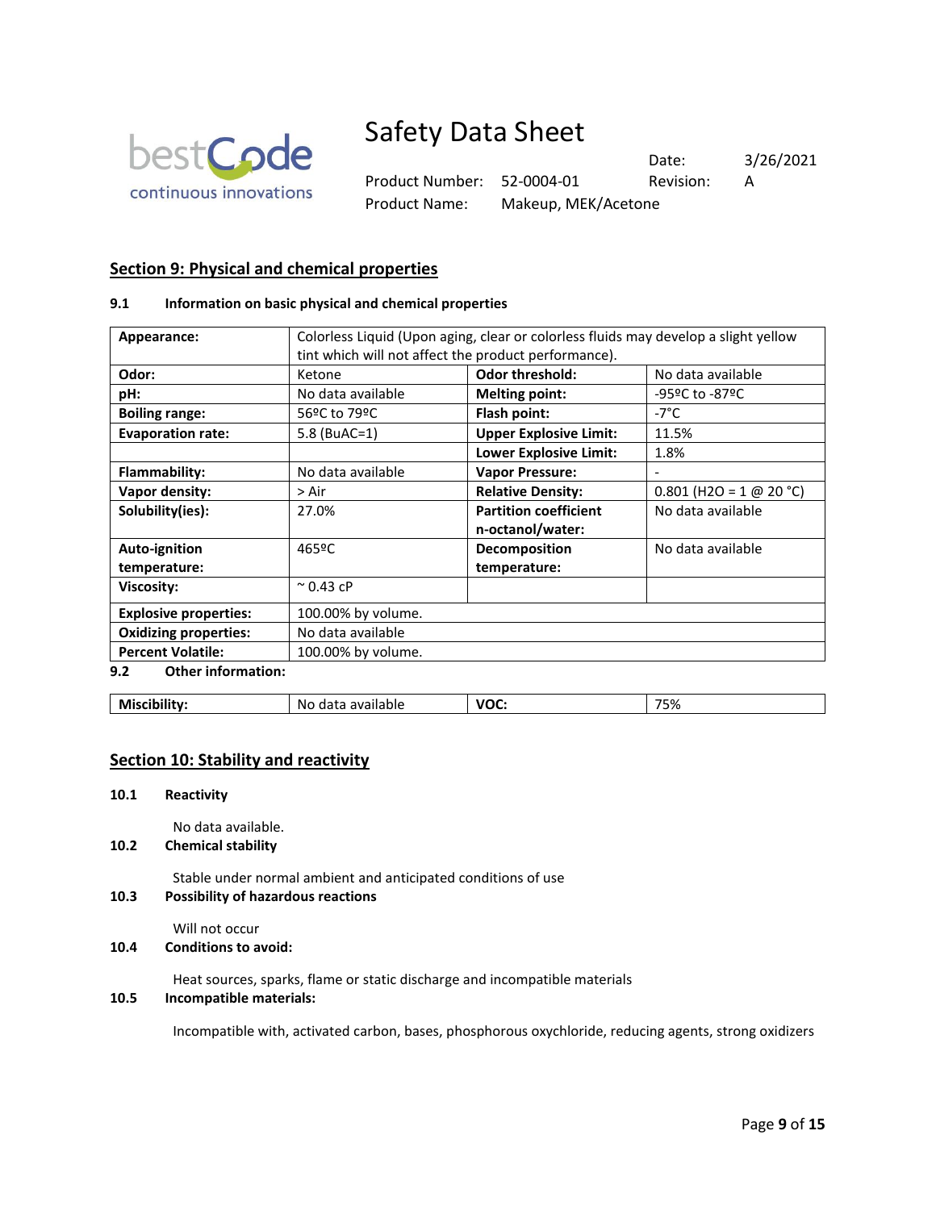## Section 9: Physical and chemical properties

### 9.1 Information on basic physical and chemical properties

| | | | |
|---|---|---|---|
| **Appearance:** | Colorless Liquid (Upon aging, clear or colorless fluids may develop a slight yellow tint which will not affect the product performance). | | |
| **Odor:** | Ketone | **Odor threshold:** | No data available |
| **pH:** | No data available | **Melting point:** | -95ºC to -87ºC |
| **Boiling range:** | 56ºC to 79ºC | **Flash point:** | -7°C |
| **Evaporation rate:** | 5.8 (BuAC=1) | **Upper Explosive Limit:** | 11.5% |
| | | **Lower Explosive Limit:** | 1.8% |
| **Flammability:** | No data available | **Vapor Pressure:** | - |
| **Vapor density:** | > Air | **Relative Density:** | 0.801 ($H_2O$ = 1 @ 20 °C) |
| **Solubility(ies):** | 27.0% | **Partition coefficient n-octanol/water:** | No data available |
| **Auto-ignition temperature:** | 465ºC | **Decomposition temperature:** | No data available |
| **Viscosity:** | ~ 0.43 cP | | |
| **Explosive properties:** | 100.00% by volume. | | |
| **Oxidizing properties:** | No data available | | |
| **Percent Volatile:** | 100.00% by volume. | | |

### 9.2 Other information:

| | | | |
|---|---|---|---|
| **Miscibility:** | No data available | **VOC:** | 75% |

## Section 10: Stability and reactivity

### 10.1 Reactivity

No data available.

### 10.2 Chemical stability

Stable under normal ambient and anticipated conditions of use

### 10.3 Possibility of hazardous reactions

Will not occur

### 10.4 Conditions to avoid:

Heat sources, sparks, flame or static discharge and incompatible materials

### 10.5 Incompatible materials:

Incompatible with, activated carbon, bases, phosphorous oxychloride, reducing agents, strong oxidizers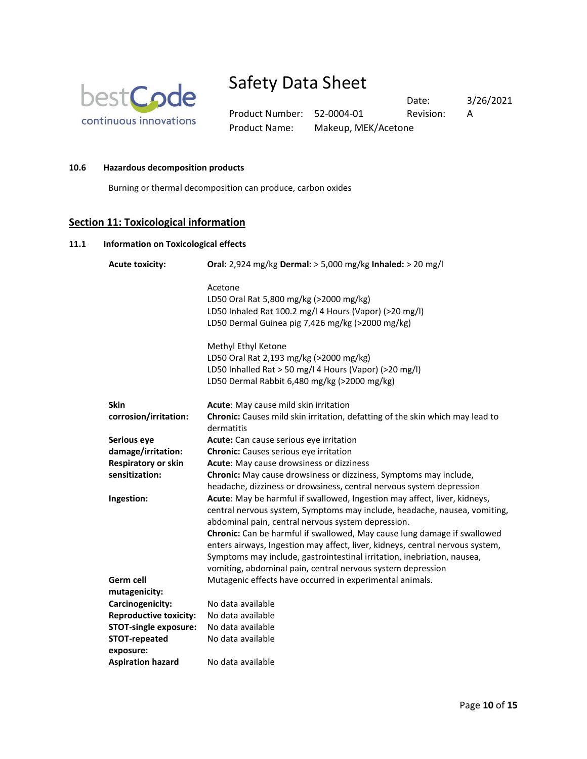**10.6 Hazardous decomposition products**

Burning or thermal decomposition can produce, carbon oxides

## Section 11: Toxicological information

**11.1 Information on Toxicological effects**

| | |
|---|---|
| **Acute toxicity:** | **Oral:** 2,924 mg/kg **Dermal:** > 5,000 mg/kg **Inhaled:** > 20 mg/l<br><br>Acetone<br>LD50 Oral Rat 5,800 mg/kg (>2000 mg/kg)<br>LD50 Inhaled Rat 100.2 mg/l 4 Hours (Vapor) (>20 mg/l)<br>LD50 Dermal Guinea pig 7,426 mg/kg (>2000 mg/kg)<br><br>Methyl Ethyl Ketone<br>LD50 Oral Rat 2,193 mg/kg (>2000 mg/kg)<br>LD50 Inhalled Rat > 50 mg/l 4 Hours (Vapor) (>20 mg/l)<br>LD50 Dermal Rabbit 6,480 mg/kg (>2000 mg/kg) |
| **Skin corrosion/irritation:** | **Acute**: May cause mild skin irritation<br>**Chronic:** Causes mild skin irritation, defatting of the skin which may lead to dermatitis |
| **Serious eye damage/irritation:** | **Acute:** Can cause serious eye irritation<br>**Chronic:** Causes serious eye irritation |
| **Respiratory or skin sensitization:** | **Acute**: May cause drowsiness or dizziness<br>**Chronic:** May cause drowsiness or dizziness, Symptoms may include, headache, dizziness or drowsiness, central nervous system depression |
| **Ingestion:** | **Acute**: May be harmful if swallowed, Ingestion may affect, liver, kidneys, central nervous system, Symptoms may include, headache, nausea, vomiting, abdominal pain, central nervous system depression.<br>**Chronic:** Can be harmful if swallowed, May cause lung damage if swallowed enters airways, Ingestion may affect, liver, kidneys, central nervous system, Symptoms may include, gastrointestinal irritation, inebriation, nausea, vomiting, abdominal pain, central nervous system depression |
| **Germ cell mutagenicity:** | Mutagenic effects have occurred in experimental animals. |
| **Carcinogenicity:** | No data available |
| **Reproductive toxicity:** | No data available |
| **STOT-single exposure:** | No data available |
| **STOT-repeated exposure:** | No data available |
| **Aspiration hazard** | No data available |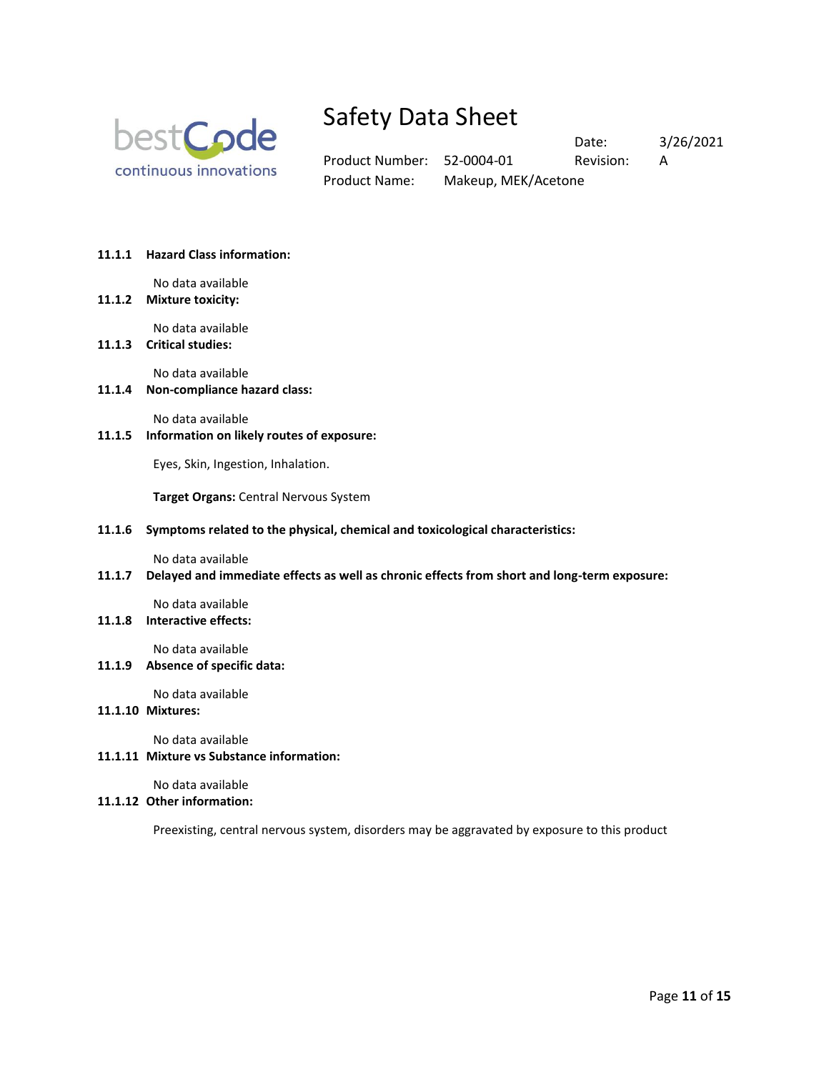**11.1.1 Hazard Class information:**

No data available

**11.1.2 Mixture toxicity:**

No data available

**11.1.3 Critical studies:**

No data available

**11.1.4 Non-compliance hazard class:**

No data available

**11.1.5 Information on likely routes of exposure:**

Eyes, Skin, Ingestion, Inhalation.

**Target Organs:** Central Nervous System

**11.1.6 Symptoms related to the physical, chemical and toxicological characteristics:**

No data available

**11.1.7 Delayed and immediate effects as well as chronic effects from short and long-term exposure:**

No data available

**11.1.8 Interactive effects:**

No data available

**11.1.9 Absence of specific data:**

No data available

**11.1.10 Mixtures:**

No data available

**11.1.11 Mixture vs Substance information:**

No data available

**11.1.12 Other information:**

Preexisting, central nervous system, disorders may be aggravated by exposure to this product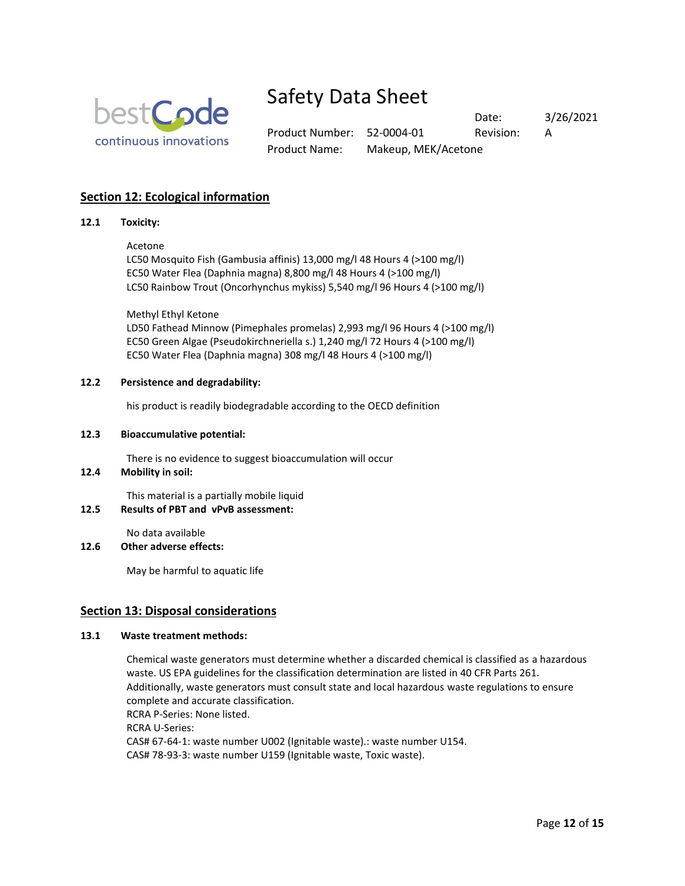## Section 12: Ecological information

**12.1 Toxicity:**

Acetone
LC50 Mosquito Fish (Gambusia affinis) 13,000 mg/l 48 Hours 4 (>100 mg/l)
EC50 Water Flea (Daphnia magna) 8,800 mg/l 48 Hours 4 (>100 mg/l)
LC50 Rainbow Trout (Oncorhynchus mykiss) 5,540 mg/l 96 Hours 4 (>100 mg/l)

Methyl Ethyl Ketone
LD50 Fathead Minnow (Pimephales promelas) 2,993 mg/l 96 Hours 4 (>100 mg/l)
EC50 Green Algae (Pseudokirchneriella s.) 1,240 mg/l 72 Hours 4 (>100 mg/l)
EC50 Water Flea (Daphnia magna) 308 mg/l 48 Hours 4 (>100 mg/l)

**12.2 Persistence and degradability:**

his product is readily biodegradable according to the OECD definition

**12.3 Bioaccumulative potential:**

There is no evidence to suggest bioaccumulation will occur

**12.4 Mobility in soil:**

This material is a partially mobile liquid

**12.5 Results of PBT and vPvB assessment:**

No data available

**12.6 Other adverse effects:**

May be harmful to aquatic life

## Section 13: Disposal considerations

**13.1 Waste treatment methods:**

Chemical waste generators must determine whether a discarded chemical is classified as a hazardous waste. US EPA guidelines for the classification determination are listed in 40 CFR Parts 261. Additionally, waste generators must consult state and local hazardous waste regulations to ensure complete and accurate classification.
RCRA P-Series: None listed.
RCRA U-Series:
CAS# 67-64-1: waste number U002 (Ignitable waste).: waste number U154.
CAS# 78-93-3: waste number U159 (Ignitable waste, Toxic waste).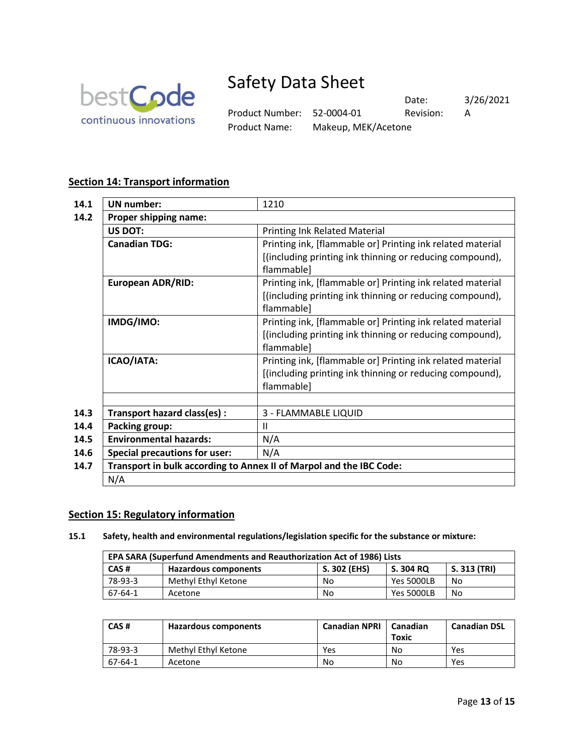## Section 14: Transport information

| | | |
|---|---|---|
| 14.1 | **UN number:** | 1210 |
| 14.2 | **Proper shipping name:** | |
| | **US DOT:** | Printing Ink Related Material |
| | **Canadian TDG:** | Printing ink, [flammable or] Printing ink related material [(including printing ink thinning or reducing compound), flammable] |
| | **European ADR/RID:** | Printing ink, [flammable or] Printing ink related material [(including printing ink thinning or reducing compound), flammable] |
| | **IMDG/IMO:** | Printing ink, [flammable or] Printing ink related material [(including printing ink thinning or reducing compound), flammable] |
| | **ICAO/IATA:** | Printing ink, [flammable or] Printing ink related material [(including printing ink thinning or reducing compound), flammable] |
| | | |
| 14.3 | **Transport hazard class(es) :** | 3 - FLAMMABLE LIQUID |
| 14.4 | **Packing group:** | II |
| 14.5 | **Environmental hazards:** | N/A |
| 14.6 | **Special precautions for user:** | N/A |
| 14.7 | **Transport in bulk according to Annex II of Marpol and the IBC Code:** | |
| | N/A | |

## Section 15: Regulatory information

**15.1 Safety, health and environmental regulations/legislation specific for the substance or mixture:**

| **EPA SARA (Superfund Amendments and Reauthorization Act of 1986) Lists** | | | | |
|---|---|---|---|---|
| **CAS #** | **Hazardous components** | **S. 302 (EHS)** | **S. 304 RQ** | **S. 313 (TRI)** |
| 78-93-3 | Methyl Ethyl Ketone | No | Yes 5000LB | No |
| 67-64-1 | Acetone | No | Yes 5000LB | No |

| **CAS #** | **Hazardous components** | **Canadian NPRI** | **Canadian Toxic** | **Canadian DSL** |
|---|---|---|---|---|
| 78-93-3 | Methyl Ethyl Ketone | Yes | No | Yes |
| 67-64-1 | Acetone | No | No | Yes |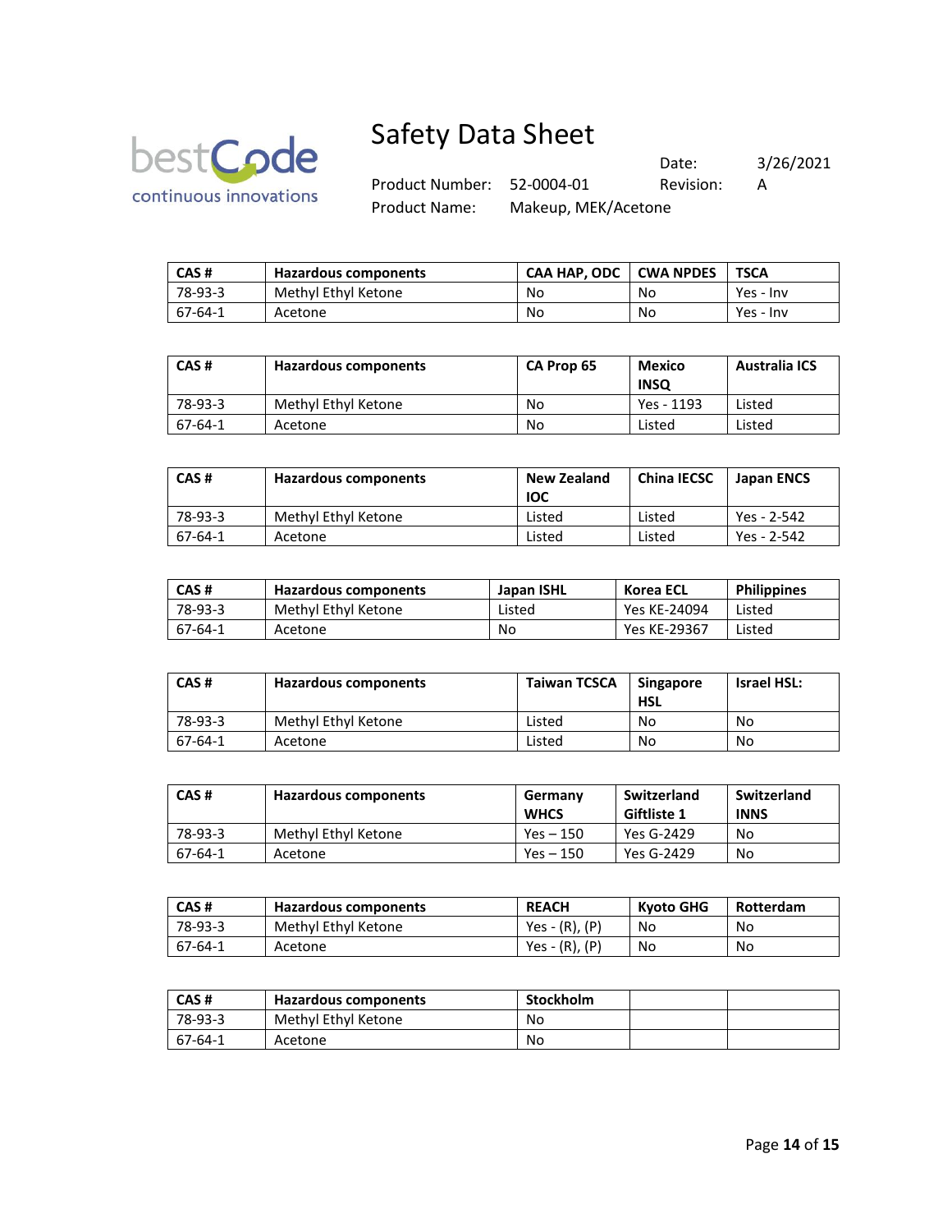Safety Data Sheet

| | |
|---|---|
| Product Number: | 52-0004-01 |
| Product Name: | Makeup, MEK/Acetone |
| Date: | 3/26/2021 |
| Revision: | A |

| CAS # | Hazardous components | CAA HAP, ODC | CWA NPDES | TSCA |
|---|---|---|---|---|
| 78-93-3 | Methyl Ethyl Ketone | No | No | Yes - Inv |
| 67-64-1 | Acetone | No | No | Yes - Inv |

| CAS # | Hazardous components | CA Prop 65 | Mexico INSQ | Australia ICS |
|---|---|---|---|---|
| 78-93-3 | Methyl Ethyl Ketone | No | Yes - 1193 | Listed |
| 67-64-1 | Acetone | No | Listed | Listed |

| CAS # | Hazardous components | New Zealand IOC | China IECSC | Japan ENCS |
|---|---|---|---|---|
| 78-93-3 | Methyl Ethyl Ketone | Listed | Listed | Yes - 2-542 |
| 67-64-1 | Acetone | Listed | Listed | Yes - 2-542 |

| CAS # | Hazardous components | Japan ISHL | Korea ECL | Philippines |
|---|---|---|---|---|
| 78-93-3 | Methyl Ethyl Ketone | Listed | Yes KE-24094 | Listed |
| 67-64-1 | Acetone | No | Yes KE-29367 | Listed |

| CAS # | Hazardous components | Taiwan TCSCA | Singapore HSL | Israel HSL: |
|---|---|---|---|---|
| 78-93-3 | Methyl Ethyl Ketone | Listed | No | No |
| 67-64-1 | Acetone | Listed | No | No |

| CAS # | Hazardous components | Germany WHCS | Switzerland Giftliste 1 | Switzerland INNS |
|---|---|---|---|---|
| 78-93-3 | Methyl Ethyl Ketone | Yes – 150 | Yes G-2429 | No |
| 67-64-1 | Acetone | Yes – 150 | Yes G-2429 | No |

| CAS # | Hazardous components | REACH | Kyoto GHG | Rotterdam |
|---|---|---|---|---|
| 78-93-3 | Methyl Ethyl Ketone | Yes - (R), (P) | No | No |
| 67-64-1 | Acetone | Yes - (R), (P) | No | No |

| CAS # | Hazardous components | Stockholm | | |
|---|---|---|---|---|
| 78-93-3 | Methyl Ethyl Ketone | No | | |
| 67-64-1 | Acetone | No | | |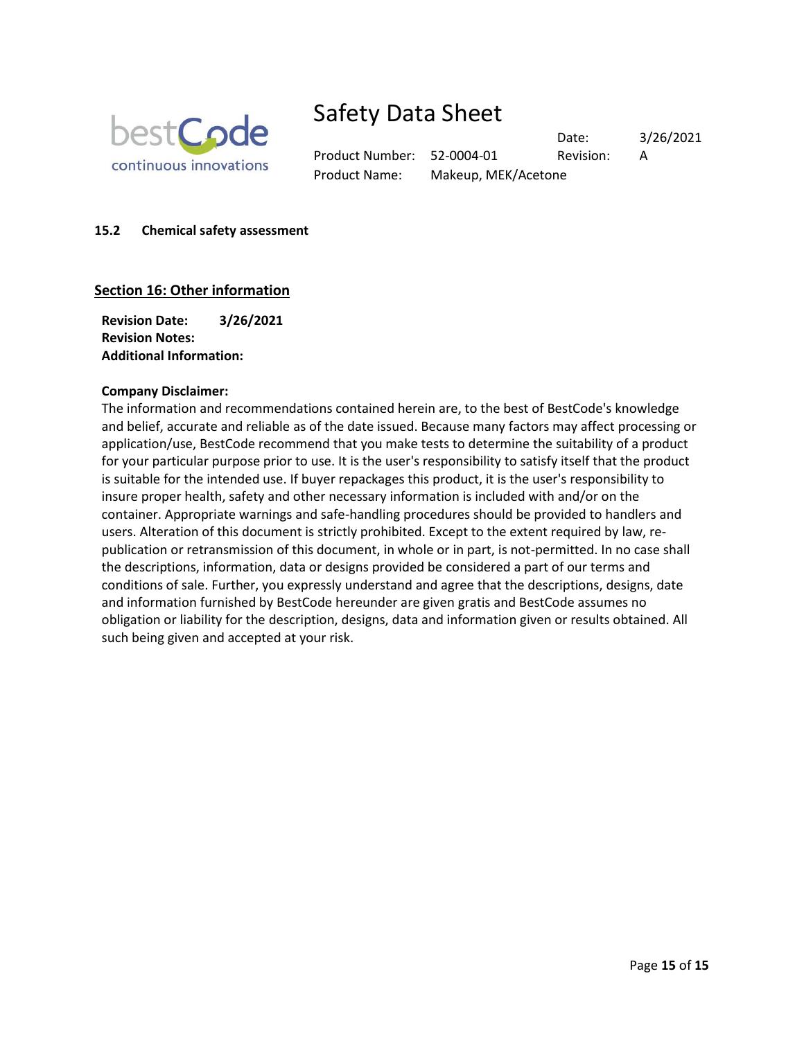### 15.2 Chemical safety assessment

## Section 16: Other information

**Revision Date:** **3/26/2021**
**Revision Notes:**
**Additional Information:**

**Company Disclaimer:**
The information and recommendations contained herein are, to the best of BestCode's knowledge and belief, accurate and reliable as of the date issued. Because many factors may affect processing or application/use, BestCode recommend that you make tests to determine the suitability of a product for your particular purpose prior to use. It is the user's responsibility to satisfy itself that the product is suitable for the intended use. If buyer repackages this product, it is the user's responsibility to insure proper health, safety and other necessary information is included with and/or on the container. Appropriate warnings and safe-handling procedures should be provided to handlers and users. Alteration of this document is strictly prohibited. Except to the extent required by law, re-publication or retransmission of this document, in whole or in part, is not-permitted. In no case shall the descriptions, information, data or designs provided be considered a part of our terms and conditions of sale. Further, you expressly understand and agree that the descriptions, designs, date and information furnished by BestCode hereunder are given gratis and BestCode assumes no obligation or liability for the description, designs, data and information given or results obtained. All such being given and accepted at your risk.